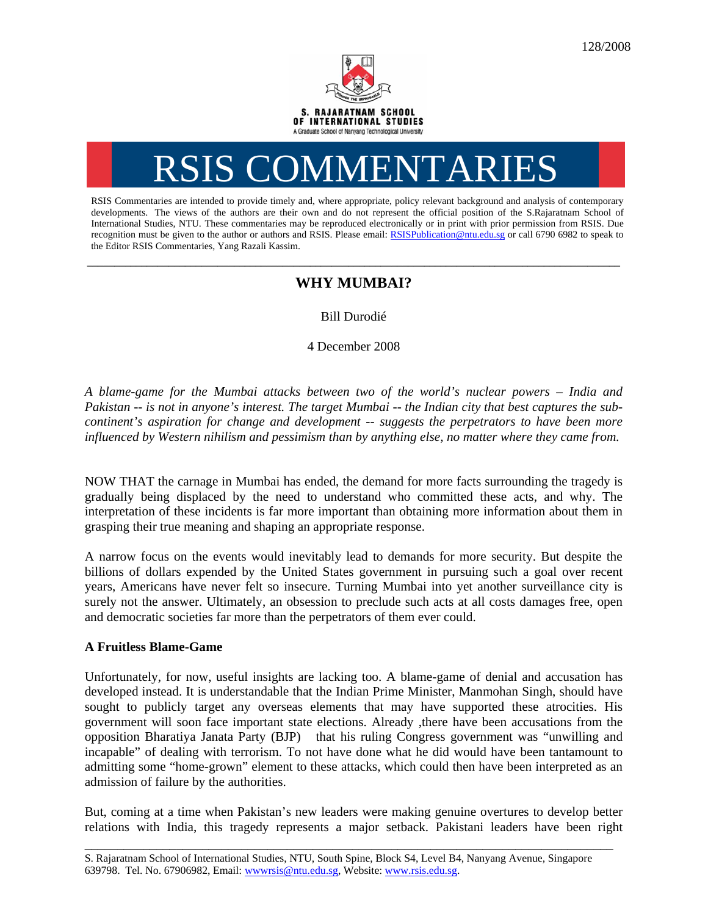128/2008

S. RAJARATNAM SCHOOL OF INTERNATIONAL STUDIES
A Graduate School of Nanyang Technological University

# RSIS COMMENTARIES

RSIS Commentaries are intended to provide timely and, where appropriate, policy relevant background and analysis of contemporary developments. The views of the authors are their own and do not represent the official position of the S.Rajaratnam School of International Studies, NTU. These commentaries may be reproduced electronically or in print with prior permission from RSIS. Due recognition must be given to the author or authors and RSIS. Please email: RSISPublication@ntu.edu.sg or call 6790 6982 to speak to the Editor RSIS Commentaries, Yang Razali Kassim.

---

## WHY MUMBAI?

Bill Durodié

4 December 2008

*A blame-game for the Mumbai attacks between two of the world's nuclear powers – India and Pakistan -- is not in anyone's interest. The target Mumbai -- the Indian city that best captures the sub-continent's aspiration for change and development -- suggests the perpetrators to have been more influenced by Western nihilism and pessimism than by anything else, no matter where they came from.*

NOW THAT the carnage in Mumbai has ended, the demand for more facts surrounding the tragedy is gradually being displaced by the need to understand who committed these acts, and why. The interpretation of these incidents is far more important than obtaining more information about them in grasping their true meaning and shaping an appropriate response.

A narrow focus on the events would inevitably lead to demands for more security. But despite the billions of dollars expended by the United States government in pursuing such a goal over recent years, Americans have never felt so insecure. Turning Mumbai into yet another surveillance city is surely not the answer. Ultimately, an obsession to preclude such acts at all costs damages free, open and democratic societies far more than the perpetrators of them ever could.

### A Fruitless Blame-Game

Unfortunately, for now, useful insights are lacking too. A blame-game of denial and accusation has developed instead. It is understandable that the Indian Prime Minister, Manmohan Singh, should have sought to publicly target any overseas elements that may have supported these atrocities. His government will soon face important state elections. Already ,there have been accusations from the opposition Bharatiya Janata Party (BJP) that his ruling Congress government was "unwilling and incapable" of dealing with terrorism. To not have done what he did would have been tantamount to admitting some "home-grown" element to these attacks, which could then have been interpreted as an admission of failure by the authorities.

But, coming at a time when Pakistan's new leaders were making genuine overtures to develop better relations with India, this tragedy represents a major setback. Pakistani leaders have been right

S. Rajaratnam School of International Studies, NTU, South Spine, Block S4, Level B4, Nanyang Avenue, Singapore 639798. Tel. No. 67906982, Email: wwwrsis@ntu.edu.sg, Website: www.rsis.edu.sg.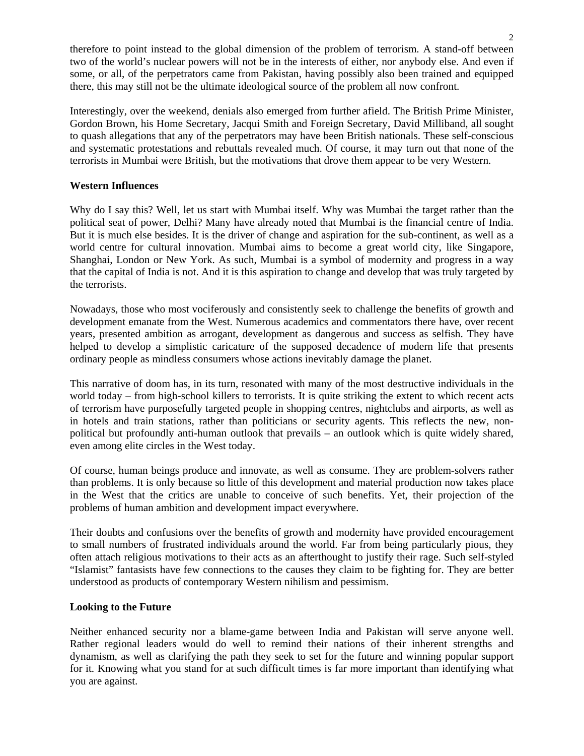therefore to point instead to the global dimension of the problem of terrorism. A stand-off between two of the world's nuclear powers will not be in the interests of either, nor anybody else. And even if some, or all, of the perpetrators came from Pakistan, having possibly also been trained and equipped there, this may still not be the ultimate ideological source of the problem all now confront.

Interestingly, over the weekend, denials also emerged from further afield. The British Prime Minister, Gordon Brown, his Home Secretary, Jacqui Smith and Foreign Secretary, David Milliband, all sought to quash allegations that any of the perpetrators may have been British nationals. These self-conscious and systematic protestations and rebuttals revealed much. Of course, it may turn out that none of the terrorists in Mumbai were British, but the motivations that drove them appear to be very Western.

**Western Influences**

Why do I say this? Well, let us start with Mumbai itself. Why was Mumbai the target rather than the political seat of power, Delhi? Many have already noted that Mumbai is the financial centre of India. But it is much else besides. It is the driver of change and aspiration for the sub-continent, as well as a world centre for cultural innovation. Mumbai aims to become a great world city, like Singapore, Shanghai, London or New York. As such, Mumbai is a symbol of modernity and progress in a way that the capital of India is not. And it is this aspiration to change and develop that was truly targeted by the terrorists.

Nowadays, those who most vociferously and consistently seek to challenge the benefits of growth and development emanate from the West. Numerous academics and commentators there have, over recent years, presented ambition as arrogant, development as dangerous and success as selfish. They have helped to develop a simplistic caricature of the supposed decadence of modern life that presents ordinary people as mindless consumers whose actions inevitably damage the planet.

This narrative of doom has, in its turn, resonated with many of the most destructive individuals in the world today – from high-school killers to terrorists. It is quite striking the extent to which recent acts of terrorism have purposefully targeted people in shopping centres, nightclubs and airports, as well as in hotels and train stations, rather than politicians or security agents. This reflects the new, non-political but profoundly anti-human outlook that prevails – an outlook which is quite widely shared, even among elite circles in the West today.

Of course, human beings produce and innovate, as well as consume. They are problem-solvers rather than problems. It is only because so little of this development and material production now takes place in the West that the critics are unable to conceive of such benefits. Yet, their projection of the problems of human ambition and development impact everywhere.

Their doubts and confusions over the benefits of growth and modernity have provided encouragement to small numbers of frustrated individuals around the world. Far from being particularly pious, they often attach religious motivations to their acts as an afterthought to justify their rage. Such self-styled "Islamist" fantasists have few connections to the causes they claim to be fighting for. They are better understood as products of contemporary Western nihilism and pessimism.

**Looking to the Future**

Neither enhanced security nor a blame-game between India and Pakistan will serve anyone well. Rather regional leaders would do well to remind their nations of their inherent strengths and dynamism, as well as clarifying the path they seek to set for the future and winning popular support for it. Knowing what you stand for at such difficult times is far more important than identifying what you are against.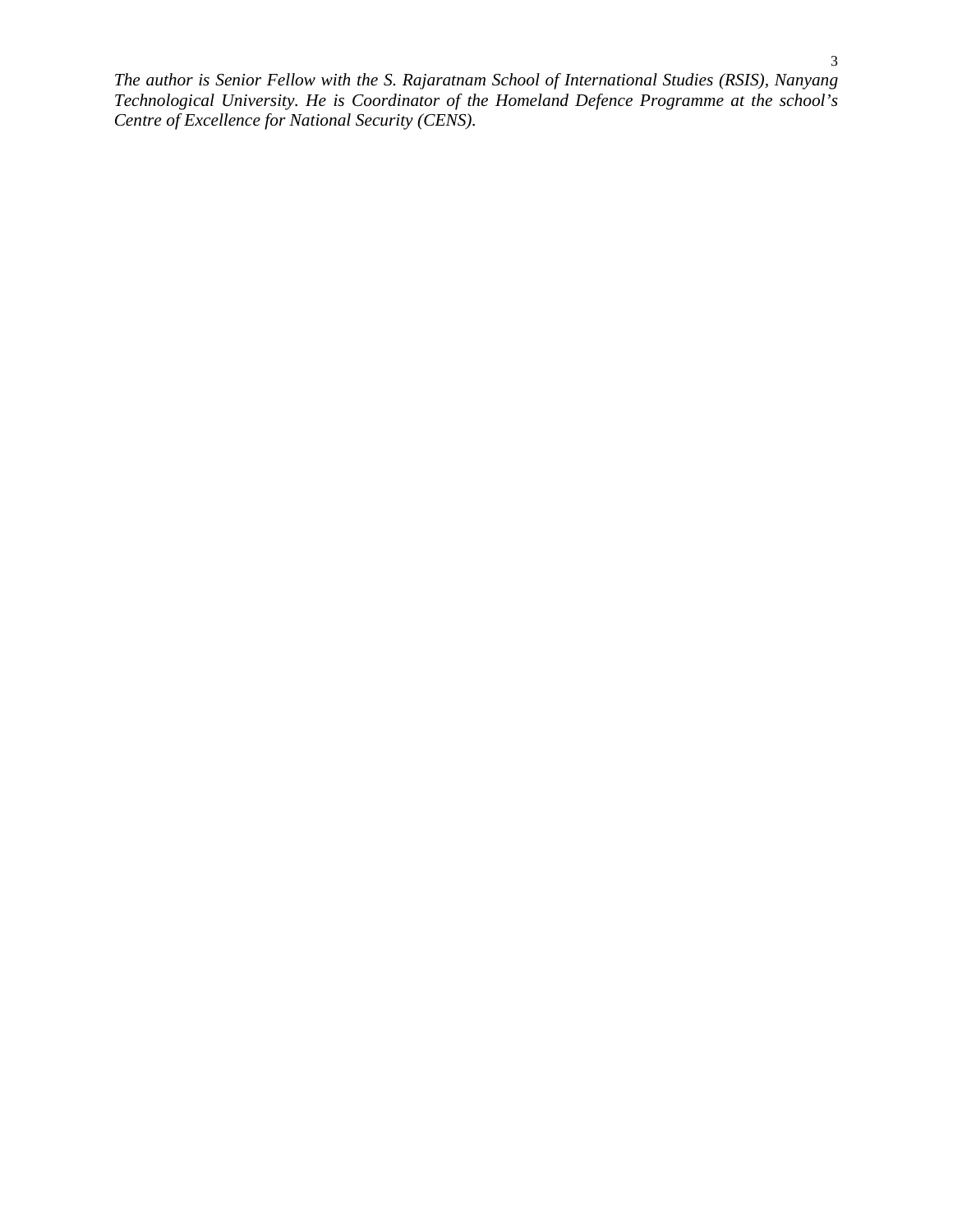*The author is Senior Fellow with the S. Rajaratnam School of International Studies (RSIS), Nanyang Technological University. He is Coordinator of the Homeland Defence Programme at the school's Centre of Excellence for National Security (CENS).*